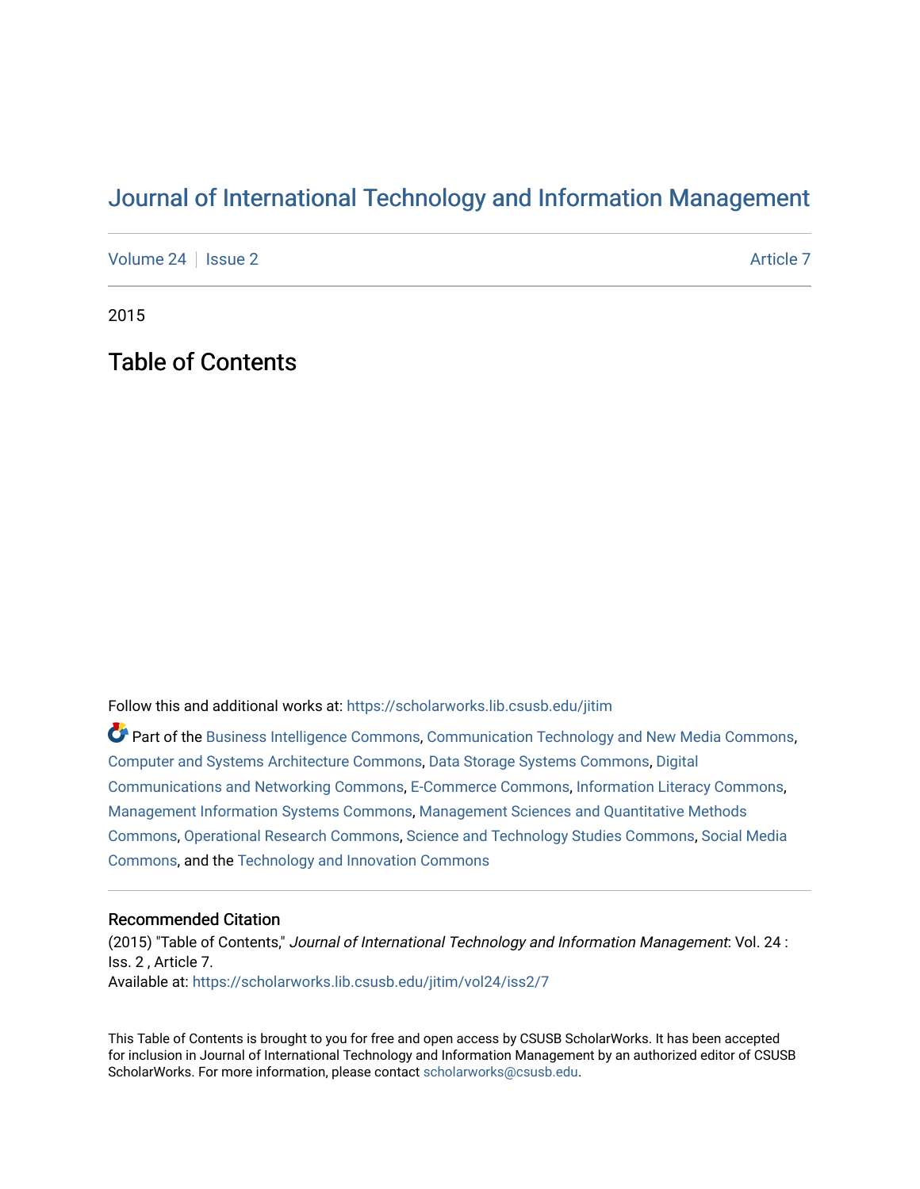# Journal of International Technology and Information Management

Volume 24 | Issue 2 Article 7

2015

## Table of Contents

Follow this and additional works at: https://scholarworks.lib.csusb.edu/jitim

Part of the Business Intelligence Commons, Communication Technology and New Media Commons, Computer and Systems Architecture Commons, Data Storage Systems Commons, Digital Communications and Networking Commons, E-Commerce Commons, Information Literacy Commons, Management Information Systems Commons, Management Sciences and Quantitative Methods Commons, Operational Research Commons, Science and Technology Studies Commons, Social Media Commons, and the Technology and Innovation Commons

### Recommended Citation

(2015) "Table of Contents," *Journal of International Technology and Information Management*: Vol. 24 : Iss. 2 , Article 7.
Available at: https://scholarworks.lib.csusb.edu/jitim/vol24/iss2/7

This Table of Contents is brought to you for free and open access by CSUSB ScholarWorks. It has been accepted for inclusion in Journal of International Technology and Information Management by an authorized editor of CSUSB ScholarWorks. For more information, please contact scholarworks@csusb.edu.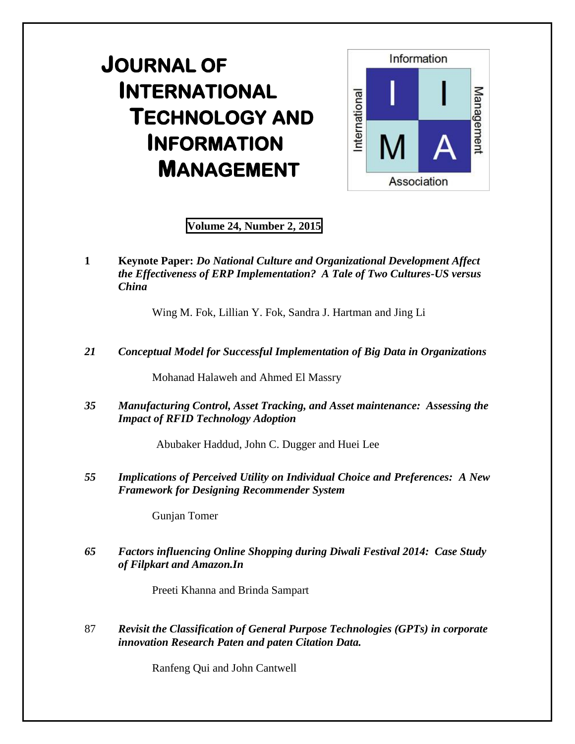# JOURNAL OF INTERNATIONAL TECHNOLOGY AND INFORMATION MANAGEMENT

Information

International

Management

I I M A

Association

**Volume 24, Number 2, 2015**

**1** **Keynote Paper:** ***Do National Culture and Organizational Development Affect the Effectiveness of ERP Implementation? A Tale of Two Cultures-US versus China***

Wing M. Fok, Lillian Y. Fok, Sandra J. Hartman and Jing Li

***21*** ***Conceptual Model for Successful Implementation of Big Data in Organizations***

Mohanad Halaweh and Ahmed El Massry

***35*** ***Manufacturing Control, Asset Tracking, and Asset maintenance: Assessing the Impact of RFID Technology Adoption***

Abubaker Haddud, John C. Dugger and Huei Lee

***55*** ***Implications of Perceived Utility on Individual Choice and Preferences: A New Framework for Designing Recommender System***

Gunjan Tomer

***65*** ***Factors influencing Online Shopping during Diwali Festival 2014: Case Study of Filpkart and Amazon.In***

Preeti Khanna and Brinda Sampart

87 ***Revisit the Classification of General Purpose Technologies (GPTs) in corporate innovation Research Paten and paten Citation Data.***

Ranfeng Qui and John Cantwell